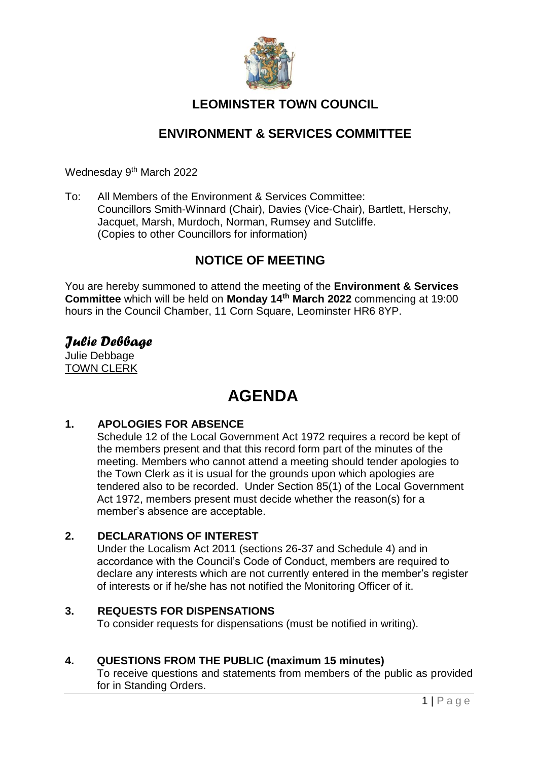# LEOMINSTER TOWN COUNCIL

## ENVIRONMENT & SERVICES COMMITTEE

Wednesday 9th March 2022

To: All Members of the Environment & Services Committee:
Councillors Smith-Winnard (Chair), Davies (Vice-Chair), Bartlett, Herschy, Jacquet, Marsh, Murdoch, Norman, Rumsey and Sutcliffe.
(Copies to other Councillors for information)

## NOTICE OF MEETING

You are hereby summoned to attend the meeting of the **Environment & Services Committee** which will be held on **Monday 14th March 2022** commencing at 19:00 hours in the Council Chamber, 11 Corn Square, Leominster HR6 8YP.

*Julie Debbage*

Julie Debbage
TOWN CLERK

# AGENDA

**1. APOLOGIES FOR ABSENCE**

Schedule 12 of the Local Government Act 1972 requires a record be kept of the members present and that this record form part of the minutes of the meeting. Members who cannot attend a meeting should tender apologies to the Town Clerk as it is usual for the grounds upon which apologies are tendered also to be recorded. Under Section 85(1) of the Local Government Act 1972, members present must decide whether the reason(s) for a member's absence are acceptable.

**2. DECLARATIONS OF INTEREST**

Under the Localism Act 2011 (sections 26-37 and Schedule 4) and in accordance with the Council's Code of Conduct, members are required to declare any interests which are not currently entered in the member's register of interests or if he/she has not notified the Monitoring Officer of it.

**3. REQUESTS FOR DISPENSATIONS**

To consider requests for dispensations (must be notified in writing).

**4. QUESTIONS FROM THE PUBLIC (maximum 15 minutes)**

To receive questions and statements from members of the public as provided for in Standing Orders.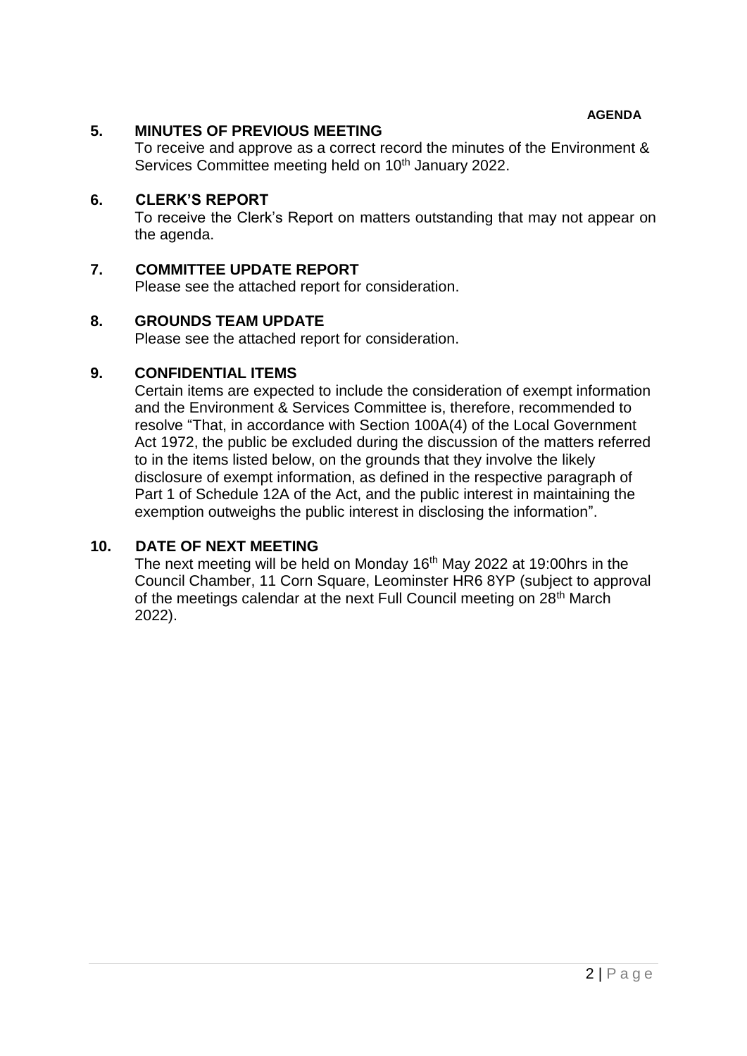## 5. MINUTES OF PREVIOUS MEETING

To receive and approve as a correct record the minutes of the Environment & Services Committee meeting held on 10th January 2022.

## 6. CLERK'S REPORT

To receive the Clerk's Report on matters outstanding that may not appear on the agenda.

## 7. COMMITTEE UPDATE REPORT

Please see the attached report for consideration.

## 8. GROUNDS TEAM UPDATE

Please see the attached report for consideration.

## 9. CONFIDENTIAL ITEMS

Certain items are expected to include the consideration of exempt information and the Environment & Services Committee is, therefore, recommended to resolve "That, in accordance with Section 100A(4) of the Local Government Act 1972, the public be excluded during the discussion of the matters referred to in the items listed below, on the grounds that they involve the likely disclosure of exempt information, as defined in the respective paragraph of Part 1 of Schedule 12A of the Act, and the public interest in maintaining the exemption outweighs the public interest in disclosing the information".

## 10. DATE OF NEXT MEETING

The next meeting will be held on Monday 16th May 2022 at 19:00hrs in the Council Chamber, 11 Corn Square, Leominster HR6 8YP (subject to approval of the meetings calendar at the next Full Council meeting on 28th March 2022).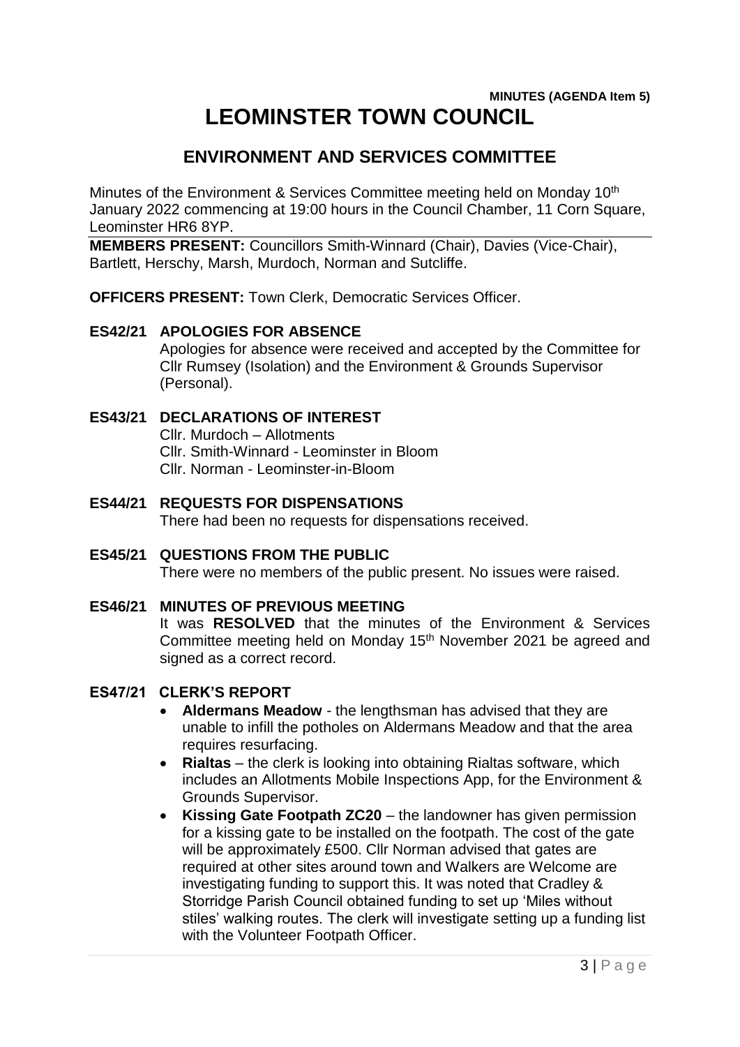**MINUTES (AGENDA Item 5)**

# LEOMINSTER TOWN COUNCIL

## ENVIRONMENT AND SERVICES COMMITTEE

Minutes of the Environment & Services Committee meeting held on Monday 10th January 2022 commencing at 19:00 hours in the Council Chamber, 11 Corn Square, Leominster HR6 8YP.

**MEMBERS PRESENT:** Councillors Smith-Winnard (Chair), Davies (Vice-Chair), Bartlett, Herschy, Marsh, Murdoch, Norman and Sutcliffe.

**OFFICERS PRESENT:** Town Clerk, Democratic Services Officer.

### ES42/21 APOLOGIES FOR ABSENCE

Apologies for absence were received and accepted by the Committee for Cllr Rumsey (Isolation) and the Environment & Grounds Supervisor (Personal).

### ES43/21 DECLARATIONS OF INTEREST

Cllr. Murdoch – Allotments
Cllr. Smith-Winnard - Leominster in Bloom
Cllr. Norman - Leominster-in-Bloom

### ES44/21 REQUESTS FOR DISPENSATIONS

There had been no requests for dispensations received.

### ES45/21 QUESTIONS FROM THE PUBLIC

There were no members of the public present. No issues were raised.

### ES46/21 MINUTES OF PREVIOUS MEETING

It was **RESOLVED** that the minutes of the Environment & Services Committee meeting held on Monday 15th November 2021 be agreed and signed as a correct record.

### ES47/21 CLERK'S REPORT

- **Aldermans Meadow** - the lengthsman has advised that they are unable to infill the potholes on Aldermans Meadow and that the area requires resurfacing.
- **Rialtas** – the clerk is looking into obtaining Rialtas software, which includes an Allotments Mobile Inspections App, for the Environment & Grounds Supervisor.
- **Kissing Gate Footpath ZC20** – the landowner has given permission for a kissing gate to be installed on the footpath. The cost of the gate will be approximately £500. Cllr Norman advised that gates are required at other sites around town and Walkers are Welcome are investigating funding to support this. It was noted that Cradley & Storridge Parish Council obtained funding to set up 'Miles without stiles' walking routes. The clerk will investigate setting up a funding list with the Volunteer Footpath Officer.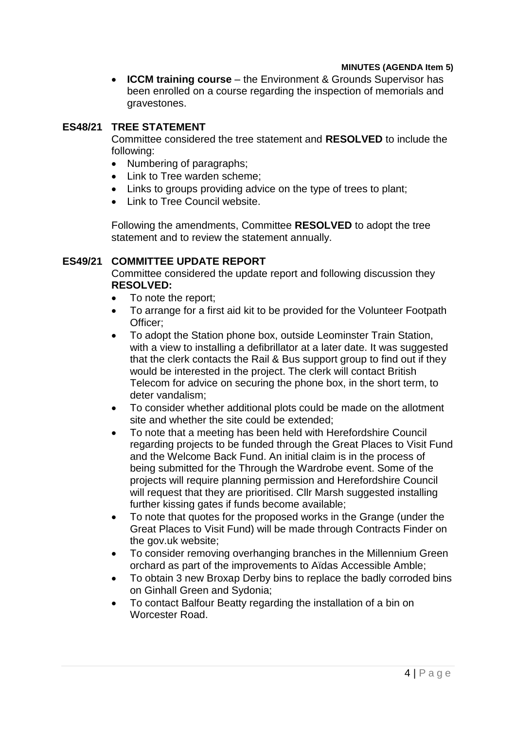- **ICCM training course** – the Environment & Grounds Supervisor has been enrolled on a course regarding the inspection of memorials and gravestones.

## ES48/21 TREE STATEMENT

Committee considered the tree statement and **RESOLVED** to include the following:

- Numbering of paragraphs;
- Link to Tree warden scheme;
- Links to groups providing advice on the type of trees to plant;
- Link to Tree Council website.

Following the amendments, Committee **RESOLVED** to adopt the tree statement and to review the statement annually.

## ES49/21 COMMITTEE UPDATE REPORT

Committee considered the update report and following discussion they **RESOLVED:**

- To note the report;
- To arrange for a first aid kit to be provided for the Volunteer Footpath Officer;
- To adopt the Station phone box, outside Leominster Train Station, with a view to installing a defibrillator at a later date. It was suggested that the clerk contacts the Rail & Bus support group to find out if they would be interested in the project. The clerk will contact British Telecom for advice on securing the phone box, in the short term, to deter vandalism;
- To consider whether additional plots could be made on the allotment site and whether the site could be extended;
- To note that a meeting has been held with Herefordshire Council regarding projects to be funded through the Great Places to Visit Fund and the Welcome Back Fund. An initial claim is in the process of being submitted for the Through the Wardrobe event. Some of the projects will require planning permission and Herefordshire Council will request that they are prioritised. Cllr Marsh suggested installing further kissing gates if funds become available;
- To note that quotes for the proposed works in the Grange (under the Great Places to Visit Fund) will be made through Contracts Finder on the gov.uk website;
- To consider removing overhanging branches in the Millennium Green orchard as part of the improvements to Aïdas Accessible Amble;
- To obtain 3 new Broxap Derby bins to replace the badly corroded bins on Ginhall Green and Sydonia;
- To contact Balfour Beatty regarding the installation of a bin on Worcester Road.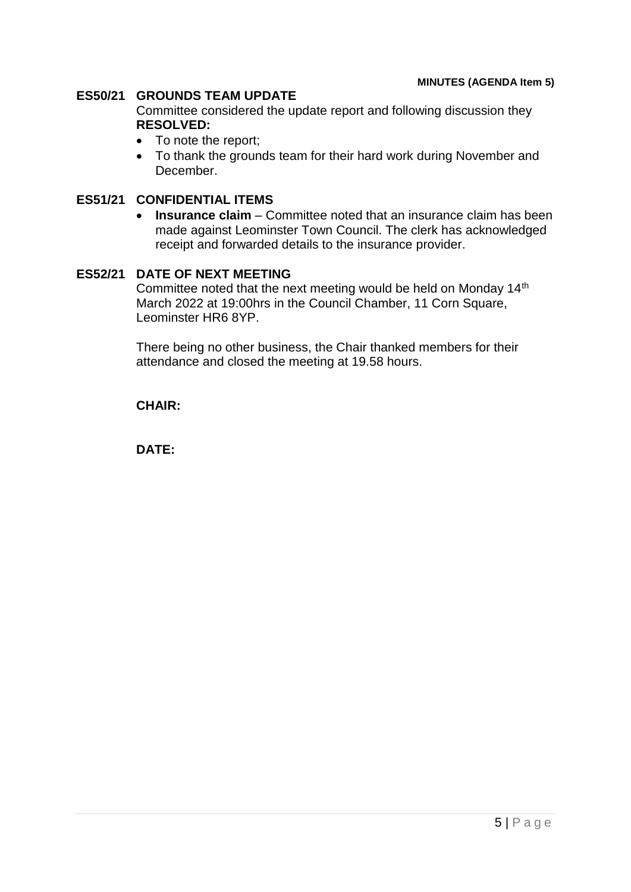**MINUTES (AGENDA Item 5)**

## ES50/21 GROUNDS TEAM UPDATE

Committee considered the update report and following discussion they **RESOLVED:**

- To note the report;
- To thank the grounds team for their hard work during November and December.

## ES51/21 CONFIDENTIAL ITEMS

- **Insurance claim** – Committee noted that an insurance claim has been made against Leominster Town Council. The clerk has acknowledged receipt and forwarded details to the insurance provider.

## ES52/21 DATE OF NEXT MEETING

Committee noted that the next meeting would be held on Monday 14th March 2022 at 19:00hrs in the Council Chamber, 11 Corn Square, Leominster HR6 8YP.

There being no other business, the Chair thanked members for their attendance and closed the meeting at 19.58 hours.

**CHAIR:**

**DATE:**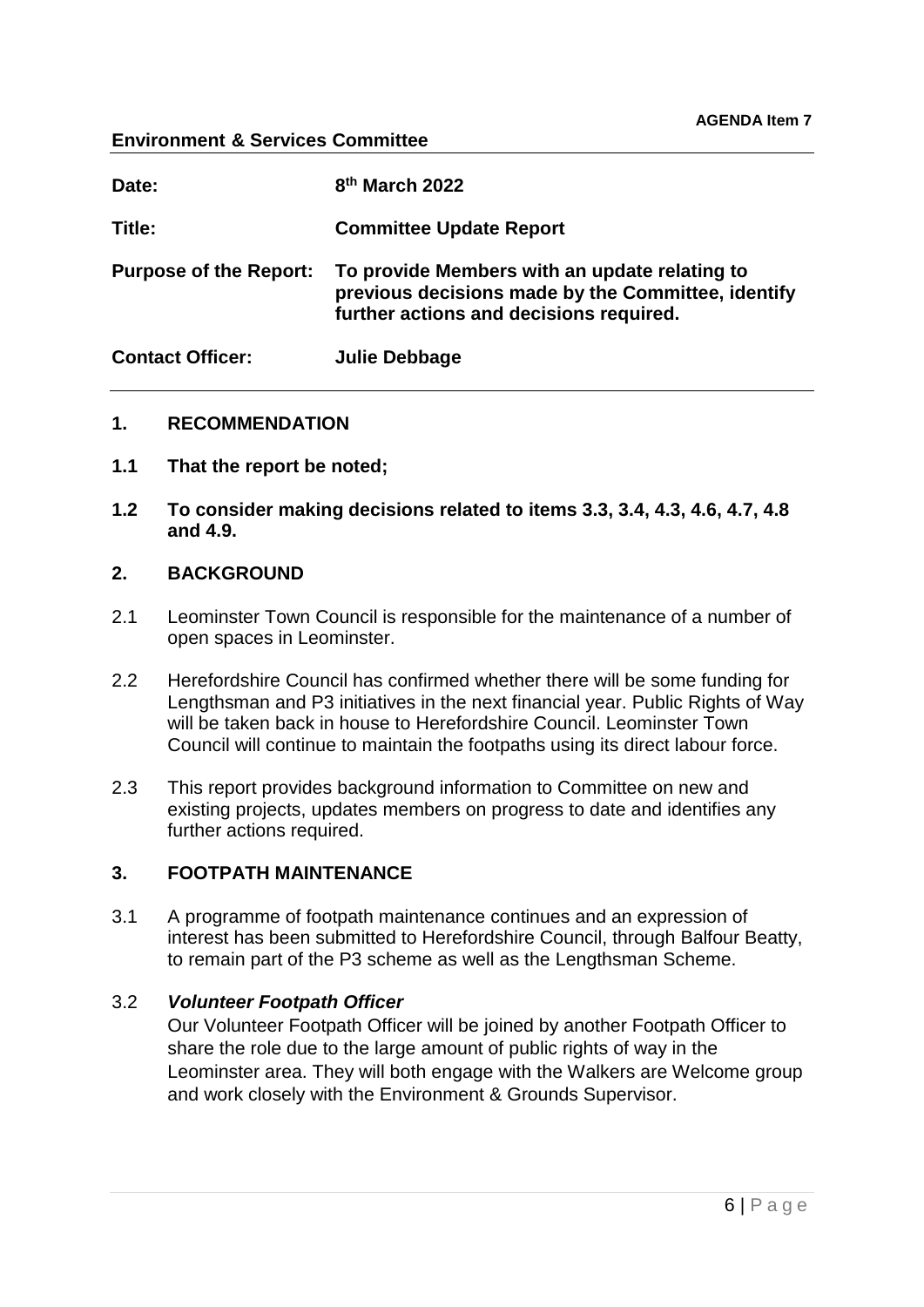**AGENDA Item 7**

**Environment & Services Committee**

| | |
|---|---|
| **Date:** | **8th March 2022** |
| **Title:** | **Committee Update Report** |
| **Purpose of the Report:** | **To provide Members with an update relating to previous decisions made by the Committee, identify further actions and decisions required.** |
| **Contact Officer:** | **Julie Debbage** |

## 1. RECOMMENDATION

**1.1 That the report be noted;**

**1.2 To consider making decisions related to items 3.3, 3.4, 4.3, 4.6, 4.7, 4.8 and 4.9.**

## 2. BACKGROUND

2.1 Leominster Town Council is responsible for the maintenance of a number of open spaces in Leominster.

2.2 Herefordshire Council has confirmed whether there will be some funding for Lengthsman and P3 initiatives in the next financial year. Public Rights of Way will be taken back in house to Herefordshire Council. Leominster Town Council will continue to maintain the footpaths using its direct labour force.

2.3 This report provides background information to Committee on new and existing projects, updates members on progress to date and identifies any further actions required.

## 3. FOOTPATH MAINTENANCE

3.1 A programme of footpath maintenance continues and an expression of interest has been submitted to Herefordshire Council, through Balfour Beatty, to remain part of the P3 scheme as well as the Lengthsman Scheme.

3.2 ***Volunteer Footpath Officer***

Our Volunteer Footpath Officer will be joined by another Footpath Officer to share the role due to the large amount of public rights of way in the Leominster area. They will both engage with the Walkers are Welcome group and work closely with the Environment & Grounds Supervisor.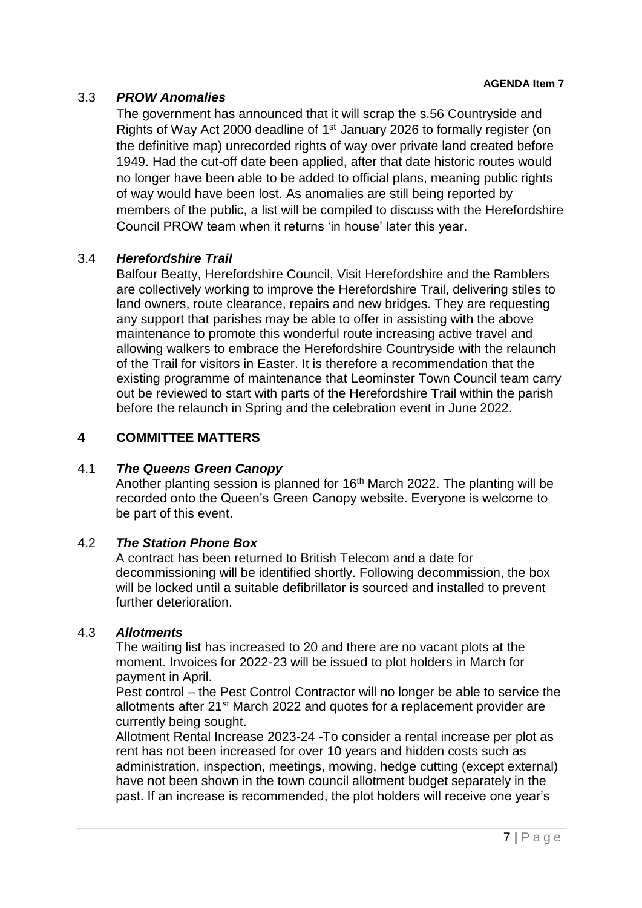**AGENDA Item 7**

### 3.3 *PROW Anomalies*

The government has announced that it will scrap the s.56 Countryside and Rights of Way Act 2000 deadline of 1st January 2026 to formally register (on the definitive map) unrecorded rights of way over private land created before 1949. Had the cut-off date been applied, after that date historic routes would no longer have been able to be added to official plans, meaning public rights of way would have been lost. As anomalies are still being reported by members of the public, a list will be compiled to discuss with the Herefordshire Council PROW team when it returns 'in house' later this year.

### 3.4 *Herefordshire Trail*

Balfour Beatty, Herefordshire Council, Visit Herefordshire and the Ramblers are collectively working to improve the Herefordshire Trail, delivering stiles to land owners, route clearance, repairs and new bridges. They are requesting any support that parishes may be able to offer in assisting with the above maintenance to promote this wonderful route increasing active travel and allowing walkers to embrace the Herefordshire Countryside with the relaunch of the Trail for visitors in Easter. It is therefore a recommendation that the existing programme of maintenance that Leominster Town Council team carry out be reviewed to start with parts of the Herefordshire Trail within the parish before the relaunch in Spring and the celebration event in June 2022.

## 4 COMMITTEE MATTERS

### 4.1 *The Queens Green Canopy*

Another planting session is planned for 16th March 2022. The planting will be recorded onto the Queen's Green Canopy website. Everyone is welcome to be part of this event.

### 4.2 *The Station Phone Box*

A contract has been returned to British Telecom and a date for decommissioning will be identified shortly. Following decommission, the box will be locked until a suitable defibrillator is sourced and installed to prevent further deterioration.

### 4.3 *Allotments*

The waiting list has increased to 20 and there are no vacant plots at the moment. Invoices for 2022-23 will be issued to plot holders in March for payment in April.

Pest control – the Pest Control Contractor will no longer be able to service the allotments after 21st March 2022 and quotes for a replacement provider are currently being sought.

Allotment Rental Increase 2023-24 -To consider a rental increase per plot as rent has not been increased for over 10 years and hidden costs such as administration, inspection, meetings, mowing, hedge cutting (except external) have not been shown in the town council allotment budget separately in the past. If an increase is recommended, the plot holders will receive one year's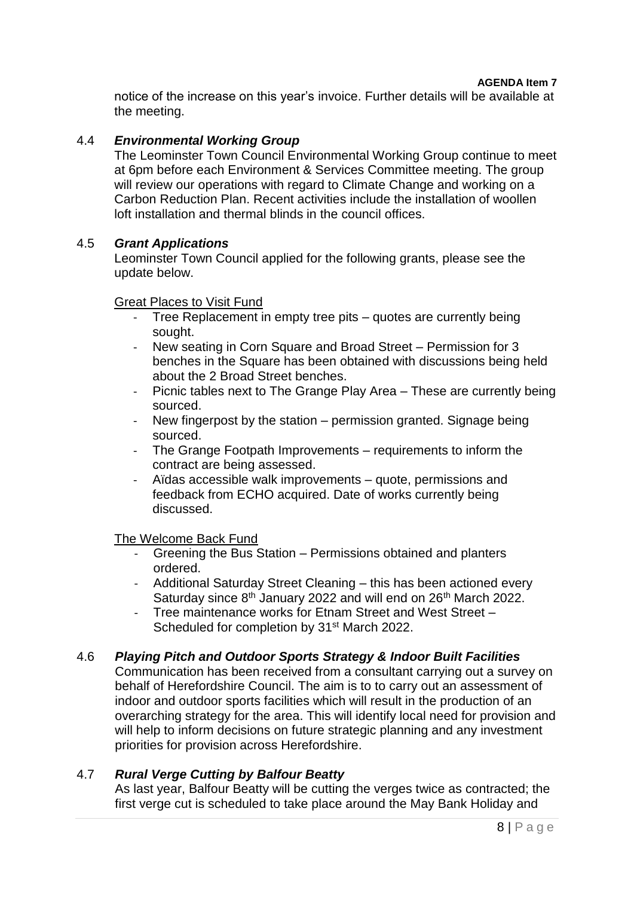notice of the increase on this year's invoice. Further details will be available at the meeting.

### 4.4 *Environmental Working Group*

The Leominster Town Council Environmental Working Group continue to meet at 6pm before each Environment & Services Committee meeting. The group will review our operations with regard to Climate Change and working on a Carbon Reduction Plan. Recent activities include the installation of woollen loft installation and thermal blinds in the council offices.

### 4.5 *Grant Applications*

Leominster Town Council applied for the following grants, please see the update below.

Great Places to Visit Fund

- Tree Replacement in empty tree pits – quotes are currently being sought.
- New seating in Corn Square and Broad Street – Permission for 3 benches in the Square has been obtained with discussions being held about the 2 Broad Street benches.
- Picnic tables next to The Grange Play Area – These are currently being sourced.
- New fingerpost by the station – permission granted. Signage being sourced.
- The Grange Footpath Improvements – requirements to inform the contract are being assessed.
- Aïdas accessible walk improvements – quote, permissions and feedback from ECHO acquired. Date of works currently being discussed.

The Welcome Back Fund

- Greening the Bus Station – Permissions obtained and planters ordered.
- Additional Saturday Street Cleaning – this has been actioned every Saturday since 8th January 2022 and will end on 26th March 2022.
- Tree maintenance works for Etnam Street and West Street – Scheduled for completion by 31st March 2022.

### 4.6 *Playing Pitch and Outdoor Sports Strategy & Indoor Built Facilities*

Communication has been received from a consultant carrying out a survey on behalf of Herefordshire Council. The aim is to to carry out an assessment of indoor and outdoor sports facilities which will result in the production of an overarching strategy for the area. This will identify local need for provision and will help to inform decisions on future strategic planning and any investment priorities for provision across Herefordshire.

### 4.7 *Rural Verge Cutting by Balfour Beatty*

As last year, Balfour Beatty will be cutting the verges twice as contracted; the first verge cut is scheduled to take place around the May Bank Holiday and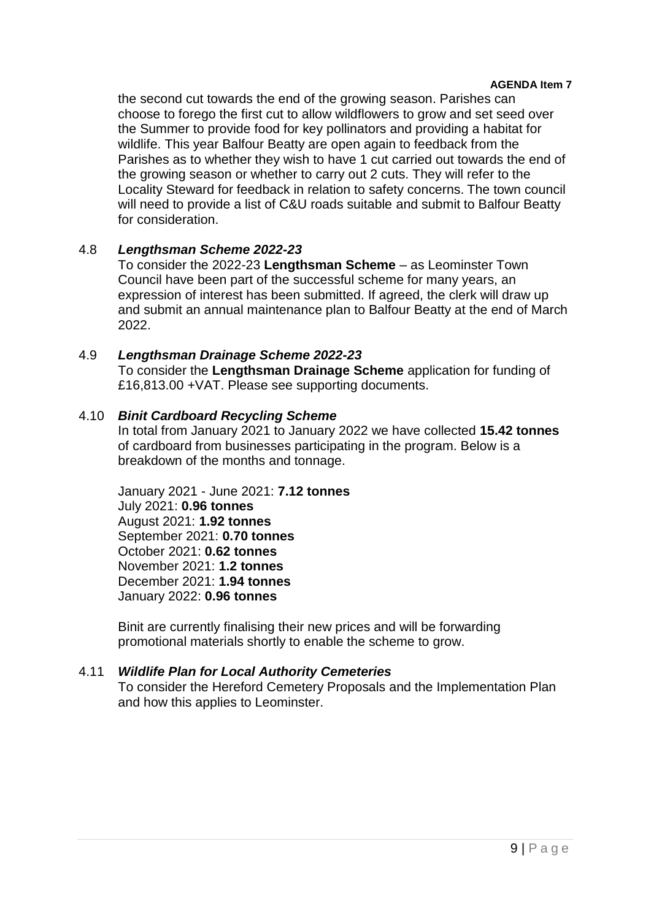the second cut towards the end of the growing season. Parishes can choose to forego the first cut to allow wildflowers to grow and set seed over the Summer to provide food for key pollinators and providing a habitat for wildlife. This year Balfour Beatty are open again to feedback from the Parishes as to whether they wish to have 1 cut carried out towards the end of the growing season or whether to carry out 2 cuts. They will refer to the Locality Steward for feedback in relation to safety concerns. The town council will need to provide a list of C&U roads suitable and submit to Balfour Beatty for consideration.

4.8 ***Lengthsman Scheme 2022-23***

To consider the 2022-23 **Lengthsman Scheme** – as Leominster Town Council have been part of the successful scheme for many years, an expression of interest has been submitted. If agreed, the clerk will draw up and submit an annual maintenance plan to Balfour Beatty at the end of March 2022.

4.9 ***Lengthsman Drainage Scheme 2022-23***

To consider the **Lengthsman Drainage Scheme** application for funding of £16,813.00 +VAT. Please see supporting documents.

4.10 ***Binit Cardboard Recycling Scheme***

In total from January 2021 to January 2022 we have collected **15.42 tonnes** of cardboard from businesses participating in the program. Below is a breakdown of the months and tonnage.

January 2021 - June 2021: **7.12 tonnes**
July 2021: **0.96 tonnes**
August 2021: **1.92 tonnes**
September 2021: **0.70 tonnes**
October 2021: **0.62 tonnes**
November 2021: **1.2 tonnes**
December 2021: **1.94 tonnes**
January 2022: **0.96 tonnes**

Binit are currently finalising their new prices and will be forwarding promotional materials shortly to enable the scheme to grow.

4.11 ***Wildlife Plan for Local Authority Cemeteries***

To consider the Hereford Cemetery Proposals and the Implementation Plan and how this applies to Leominster.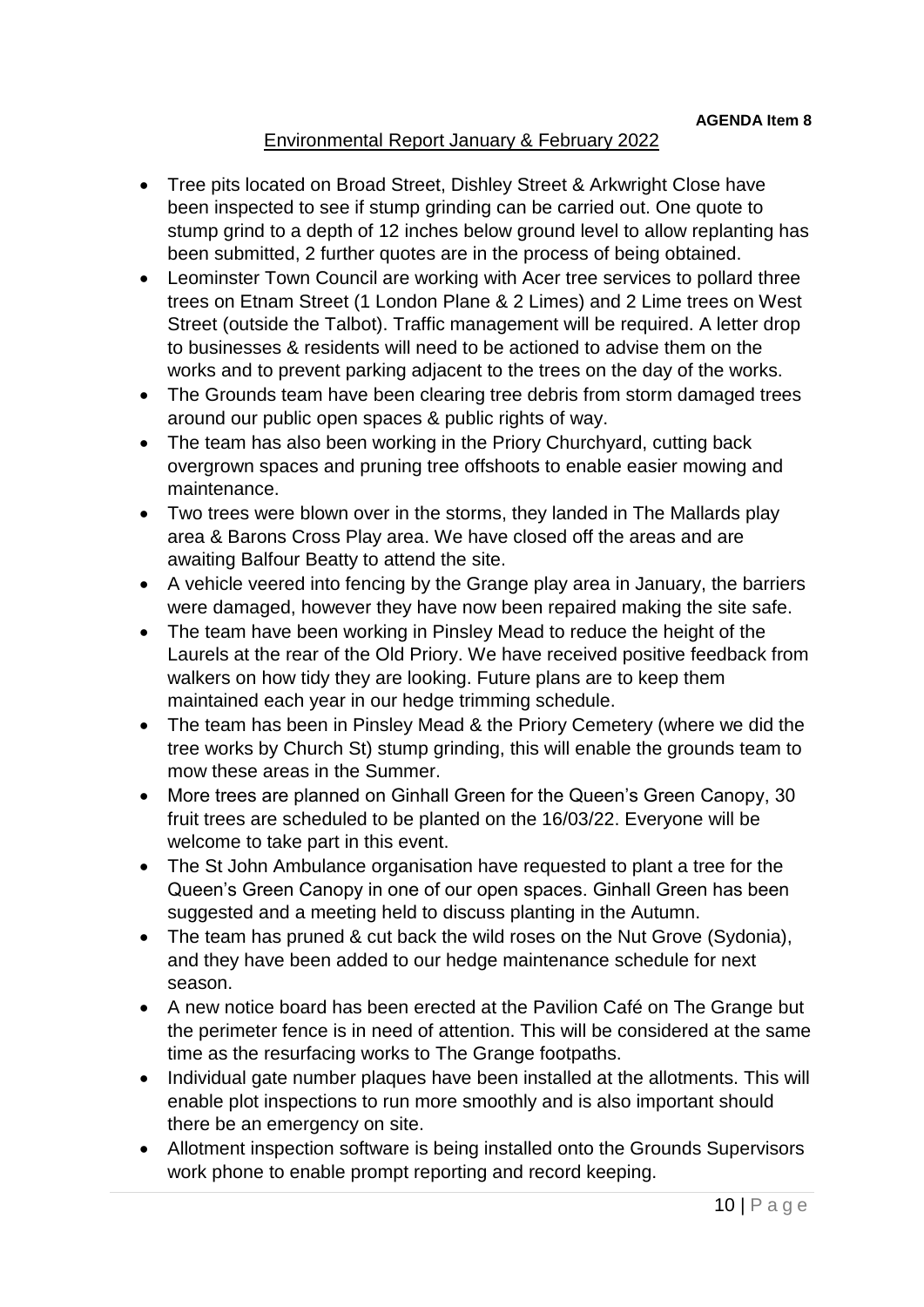**AGENDA Item 8**

# Environmental Report January & February 2022

- Tree pits located on Broad Street, Dishley Street & Arkwright Close have been inspected to see if stump grinding can be carried out. One quote to stump grind to a depth of 12 inches below ground level to allow replanting has been submitted, 2 further quotes are in the process of being obtained.
- Leominster Town Council are working with Acer tree services to pollard three trees on Etnam Street (1 London Plane & 2 Limes) and 2 Lime trees on West Street (outside the Talbot). Traffic management will be required. A letter drop to businesses & residents will need to be actioned to advise them on the works and to prevent parking adjacent to the trees on the day of the works.
- The Grounds team have been clearing tree debris from storm damaged trees around our public open spaces & public rights of way.
- The team has also been working in the Priory Churchyard, cutting back overgrown spaces and pruning tree offshoots to enable easier mowing and maintenance.
- Two trees were blown over in the storms, they landed in The Mallards play area & Barons Cross Play area. We have closed off the areas and are awaiting Balfour Beatty to attend the site.
- A vehicle veered into fencing by the Grange play area in January, the barriers were damaged, however they have now been repaired making the site safe.
- The team have been working in Pinsley Mead to reduce the height of the Laurels at the rear of the Old Priory. We have received positive feedback from walkers on how tidy they are looking. Future plans are to keep them maintained each year in our hedge trimming schedule.
- The team has been in Pinsley Mead & the Priory Cemetery (where we did the tree works by Church St) stump grinding, this will enable the grounds team to mow these areas in the Summer.
- More trees are planned on Ginhall Green for the Queen's Green Canopy, 30 fruit trees are scheduled to be planted on the 16/03/22. Everyone will be welcome to take part in this event.
- The St John Ambulance organisation have requested to plant a tree for the Queen's Green Canopy in one of our open spaces. Ginhall Green has been suggested and a meeting held to discuss planting in the Autumn.
- The team has pruned & cut back the wild roses on the Nut Grove (Sydonia), and they have been added to our hedge maintenance schedule for next season.
- A new notice board has been erected at the Pavilion Café on The Grange but the perimeter fence is in need of attention. This will be considered at the same time as the resurfacing works to The Grange footpaths.
- Individual gate number plaques have been installed at the allotments. This will enable plot inspections to run more smoothly and is also important should there be an emergency on site.
- Allotment inspection software is being installed onto the Grounds Supervisors work phone to enable prompt reporting and record keeping.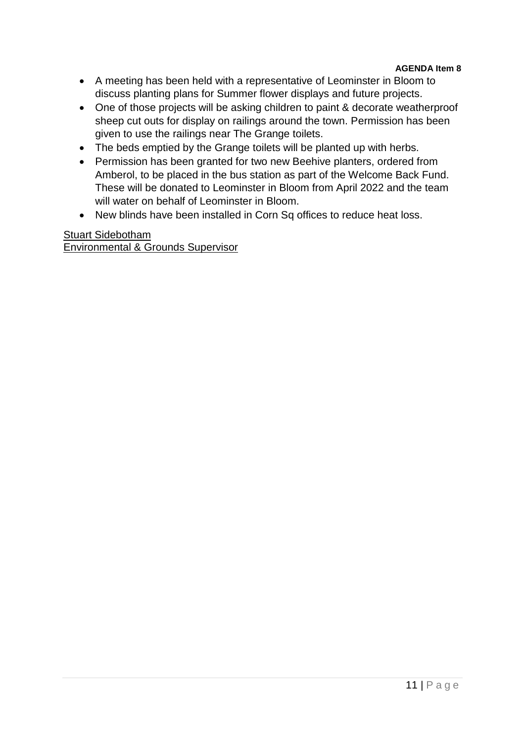**AGENDA Item 8**

- A meeting has been held with a representative of Leominster in Bloom to discuss planting plans for Summer flower displays and future projects.
- One of those projects will be asking children to paint & decorate weatherproof sheep cut outs for display on railings around the town. Permission has been given to use the railings near The Grange toilets.
- The beds emptied by the Grange toilets will be planted up with herbs.
- Permission has been granted for two new Beehive planters, ordered from Amberol, to be placed in the bus station as part of the Welcome Back Fund. These will be donated to Leominster in Bloom from April 2022 and the team will water on behalf of Leominster in Bloom.
- New blinds have been installed in Corn Sq offices to reduce heat loss.

Stuart Sidebotham
Environmental & Grounds Supervisor